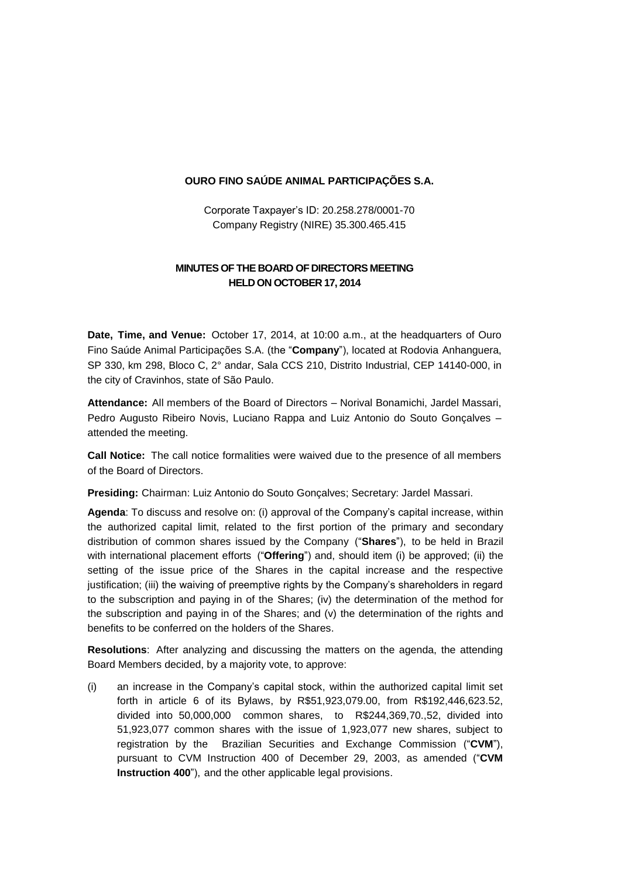**OURO FINO SAÚDE ANIMAL PARTICIPAÇÕES S.A.**

Corporate Taxpayer's ID: 20.258.278/0001-70
Company Registry (NIRE) 35.300.465.415

**MINUTES OF THE BOARD OF DIRECTORS MEETING HELD ON OCTOBER 17, 2014**

**Date, Time, and Venue:** October 17, 2014, at 10:00 a.m., at the headquarters of Ouro Fino Saúde Animal Participações S.A. (the "**Company**"), located at Rodovia Anhanguera, SP 330, km 298, Bloco C, 2° andar, Sala CCS 210, Distrito Industrial, CEP 14140-000, in the city of Cravinhos, state of São Paulo.

**Attendance:** All members of the Board of Directors – Norival Bonamichi, Jardel Massari, Pedro Augusto Ribeiro Novis, Luciano Rappa and Luiz Antonio do Souto Gonçalves – attended the meeting.

**Call Notice:** The call notice formalities were waived due to the presence of all members of the Board of Directors.

**Presiding:** Chairman: Luiz Antonio do Souto Gonçalves; Secretary: Jardel Massari.

**Agenda**: To discuss and resolve on: (i) approval of the Company's capital increase, within the authorized capital limit, related to the first portion of the primary and secondary distribution of common shares issued by the Company ("**Shares**"), to be held in Brazil with international placement efforts ("**Offering**") and, should item (i) be approved; (ii) the setting of the issue price of the Shares in the capital increase and the respective justification; (iii) the waiving of preemptive rights by the Company's shareholders in regard to the subscription and paying in of the Shares; (iv) the determination of the method for the subscription and paying in of the Shares; and (v) the determination of the rights and benefits to be conferred on the holders of the Shares.

**Resolutions**: After analyzing and discussing the matters on the agenda, the attending Board Members decided, by a majority vote, to approve:

(i) an increase in the Company's capital stock, within the authorized capital limit set forth in article 6 of its Bylaws, by R$51,923,079.00, from R$192,446,623.52, divided into 50,000,000 common shares, to R$244,369,70.,52, divided into 51,923,077 common shares with the issue of 1,923,077 new shares, subject to registration by the Brazilian Securities and Exchange Commission ("**CVM**"), pursuant to CVM Instruction 400 of December 29, 2003, as amended ("**CVM Instruction 400**"), and the other applicable legal provisions.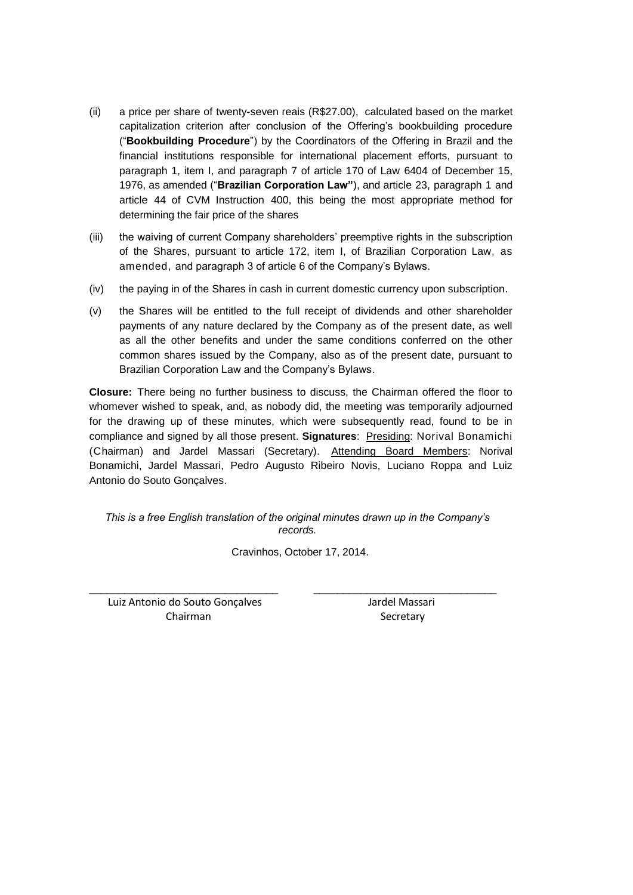(ii) a price per share of twenty-seven reais (R$27.00), calculated based on the market capitalization criterion after conclusion of the Offering's bookbuilding procedure ("**Bookbuilding Procedure**") by the Coordinators of the Offering in Brazil and the financial institutions responsible for international placement efforts, pursuant to paragraph 1, item I, and paragraph 7 of article 170 of Law 6404 of December 15, 1976, as amended ("**Brazilian Corporation Law"**), and article 23, paragraph 1 and article 44 of CVM Instruction 400, this being the most appropriate method for determining the fair price of the shares

(iii) the waiving of current Company shareholders' preemptive rights in the subscription of the Shares, pursuant to article 172, item I, of Brazilian Corporation Law, as amended, and paragraph 3 of article 6 of the Company's Bylaws.

(iv) the paying in of the Shares in cash in current domestic currency upon subscription.

(v) the Shares will be entitled to the full receipt of dividends and other shareholder payments of any nature declared by the Company as of the present date, as well as all the other benefits and under the same conditions conferred on the other common shares issued by the Company, also as of the present date, pursuant to Brazilian Corporation Law and the Company's Bylaws.

**Closure:** There being no further business to discuss, the Chairman offered the floor to whomever wished to speak, and, as nobody did, the meeting was temporarily adjourned for the drawing up of these minutes, which were subsequently read, found to be in compliance and signed by all those present. **Signatures**: Presiding: Norival Bonamichi (Chairman) and Jardel Massari (Secretary). Attending Board Members: Norival Bonamichi, Jardel Massari, Pedro Augusto Ribeiro Novis, Luciano Roppa and Luiz Antonio do Souto Gonçalves.

*This is a free English translation of the original minutes drawn up in the Company's records.*

Cravinhos, October 17, 2014.

\_\_\_\_\_\_\_\_\_\_\_\_\_\_\_\_\_\_\_\_\_\_\_\_\_\_\_\_\_\_\_\_
Luiz Antonio do Souto Gonçalves
Chairman

\_\_\_\_\_\_\_\_\_\_\_\_\_\_\_\_\_\_\_\_\_\_\_\_\_\_\_\_\_\_\_\_
Jardel Massari
Secretary